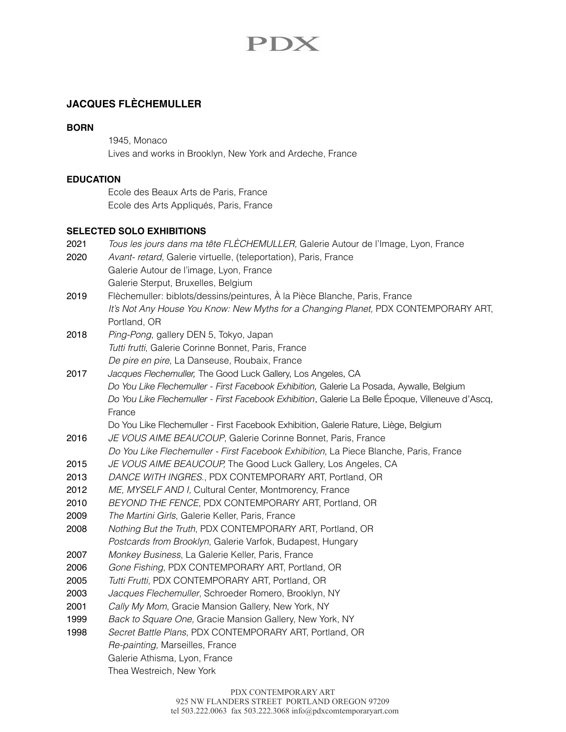# JACQUES FLÈCHEMULLER

**BORN**

1945, Monaco
Lives and works in Brooklyn, New York and Ardeche, France

**EDUCATION**

Ecole des Beaux Arts de Paris, France
Ecole des Arts Appliqués, Paris, France

**SELECTED SOLO EXHIBITIONS**

2021 *Tous les jours dans ma tête FLÈCHEMULLER,* Galerie Autour de l'Image, Lyon, France

2020 *Avant- retard,* Galerie virtuelle, (teleportation), Paris, France
Galerie Autour de l'image, Lyon, France
Galerie Sterput, Bruxelles, Belgium

2019 Flèchemuller: biblots/dessins/peintures, À la Pièce Blanche, Paris, France
*It's Not Any House You Know: New Myths for a Changing Planet,* PDX CONTEMPORARY ART, Portland, OR

2018 *Ping-Pong*, gallery DEN 5, Tokyo, Japan
*Tutti frutti*, Galerie Corinne Bonnet, Paris, France
*De pire en pire*, La Danseuse, Roubaix, France

2017 *Jacques Flechemuller,* The Good Luck Gallery, Los Angeles, CA
*Do You Like Flechemuller - First Facebook Exhibition,* Galerie La Posada, Aywalle, Belgium
*Do You Like Flechemuller - First Facebook Exhibition*, Galerie La Belle Époque, Villeneuve d'Ascq, France
Do You Like Flechemuller - First Facebook Exhibition, Galerie Rature, Liège, Belgium

2016 *JE VOUS AIME BEAUCOUP*, Galerie Corinne Bonnet, Paris, France
*Do You Like Flechemuller - First Facebook Exhibition*, La Piece Blanche, Paris, France

2015 *JE VOUS AIME BEAUCOUP,* The Good Luck Gallery, Los Angeles, CA

2013 *DANCE WITH INGRES.*, PDX CONTEMPORARY ART, Portland, OR

2012 *ME, MYSELF AND I,* Cultural Center, Montmorency, France

2010 *BEYOND THE FENCE*, PDX CONTEMPORARY ART, Portland, OR

2009 *The Martini Girls*, Galerie Keller, Paris, France

2008 *Nothing But the Truth*, PDX CONTEMPORARY ART, Portland, OR
*Postcards from Brooklyn*, Galerie Varfok, Budapest, Hungary

2007 *Monkey Business*, La Galerie Keller, Paris, France

2006 *Gone Fishing*, PDX CONTEMPORARY ART, Portland, OR

2005 *Tutti Frutti*, PDX CONTEMPORARY ART, Portland, OR

2003 *Jacques Flechemuller*, Schroeder Romero, Brooklyn, NY

2001 *Cally My Mom*, Gracie Mansion Gallery, New York, NY

1999 *Back to Square One,* Gracie Mansion Gallery, New York, NY

1998 *Secret Battle Plans*, PDX CONTEMPORARY ART, Portland, OR
*Re-painting,* Marseilles, France
Galerie Athisma, Lyon, France
Thea Westreich, New York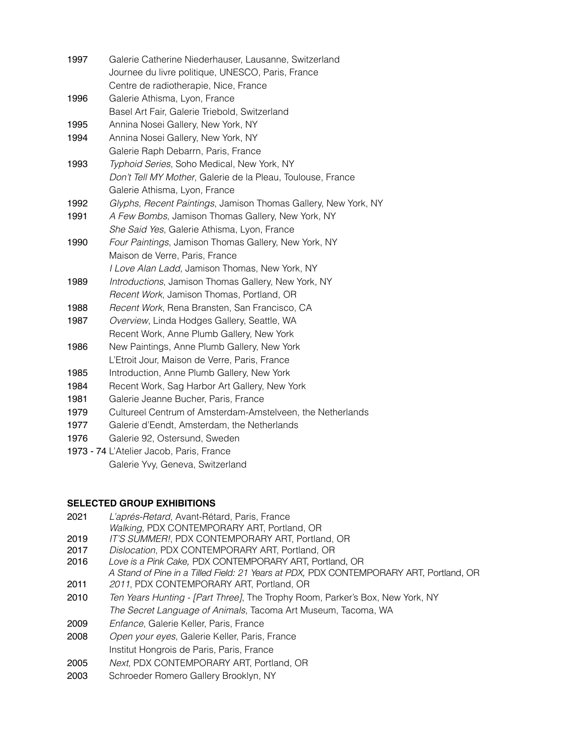1997 Galerie Catherine Niederhauser, Lausanne, Switzerland
Journee du livre politique, UNESCO, Paris, France
Centre de radiotherapie, Nice, France

1996 Galerie Athisma, Lyon, France
Basel Art Fair, Galerie Triebold, Switzerland

1995 Annina Nosei Gallery, New York, NY

1994 Annina Nosei Gallery, New York, NY
Galerie Raph Debarrn, Paris, France

1993 *Typhoid Series*, Soho Medical, New York, NY
*Don't Tell MY Mother*, Galerie de la Pleau, Toulouse, France
Galerie Athisma, Lyon, France

1992 *Glyphs, Recent Paintings*, Jamison Thomas Gallery, New York, NY

1991 *A Few Bombs*, Jamison Thomas Gallery, New York, NY
*She Said Yes*, Galerie Athisma, Lyon, France

1990 *Four Paintings*, Jamison Thomas Gallery, New York, NY
Maison de Verre, Paris, France
*I Love Alan Ladd*, Jamison Thomas, New York, NY

1989 *Introductions*, Jamison Thomas Gallery, New York, NY
*Recent Work*, Jamison Thomas, Portland, OR

1988 *Recent Work*, Rena Bransten, San Francisco, CA

1987 *Overview*, Linda Hodges Gallery, Seattle, WA
Recent Work, Anne Plumb Gallery, New York

1986 New Paintings, Anne Plumb Gallery, New York
L'Etroit Jour, Maison de Verre, Paris, France

1985 Introduction, Anne Plumb Gallery, New York

1984 Recent Work, Sag Harbor Art Gallery, New York

1981 Galerie Jeanne Bucher, Paris, France

1979 Cultureel Centrum of Amsterdam-Amstelveen, the Netherlands

1977 Galerie d'Eendt, Amsterdam, the Netherlands

1976 Galerie 92, Ostersund, Sweden

1973 - 74 L'Atelier Jacob, Paris, France
Galerie Yvy, Geneva, Switzerland

**SELECTED GROUP EXHIBITIONS**

2021 *L'aprés-Retard*, Avant-Rétard, Paris, France
*Walking,* PDX CONTEMPORARY ART, Portland, OR

2019 *IT'S SUMMER!*, PDX CONTEMPORARY ART, Portland, OR

2017 *Dislocation*, PDX CONTEMPORARY ART, Portland, OR

2016 *Love is a Pink Cake,* PDX CONTEMPORARY ART, Portland, OR
*A Stand of Pine in a Tilled Field: 21 Years at PDX,* PDX CONTEMPORARY ART, Portland, OR

2011 *2011*, PDX CONTEMPORARY ART, Portland, OR

2010 *Ten Years Hunting - [Part Three]*, The Trophy Room, Parker's Box, New York, NY
*The Secret Language of Animals*, Tacoma Art Museum, Tacoma, WA

2009 *Enfance*, Galerie Keller, Paris, France

2008 *Open your eyes*, Galerie Keller, Paris, France
Institut Hongrois de Paris, Paris, France

2005 *Next,* PDX CONTEMPORARY ART, Portland, OR

2003 Schroeder Romero Gallery Brooklyn, NY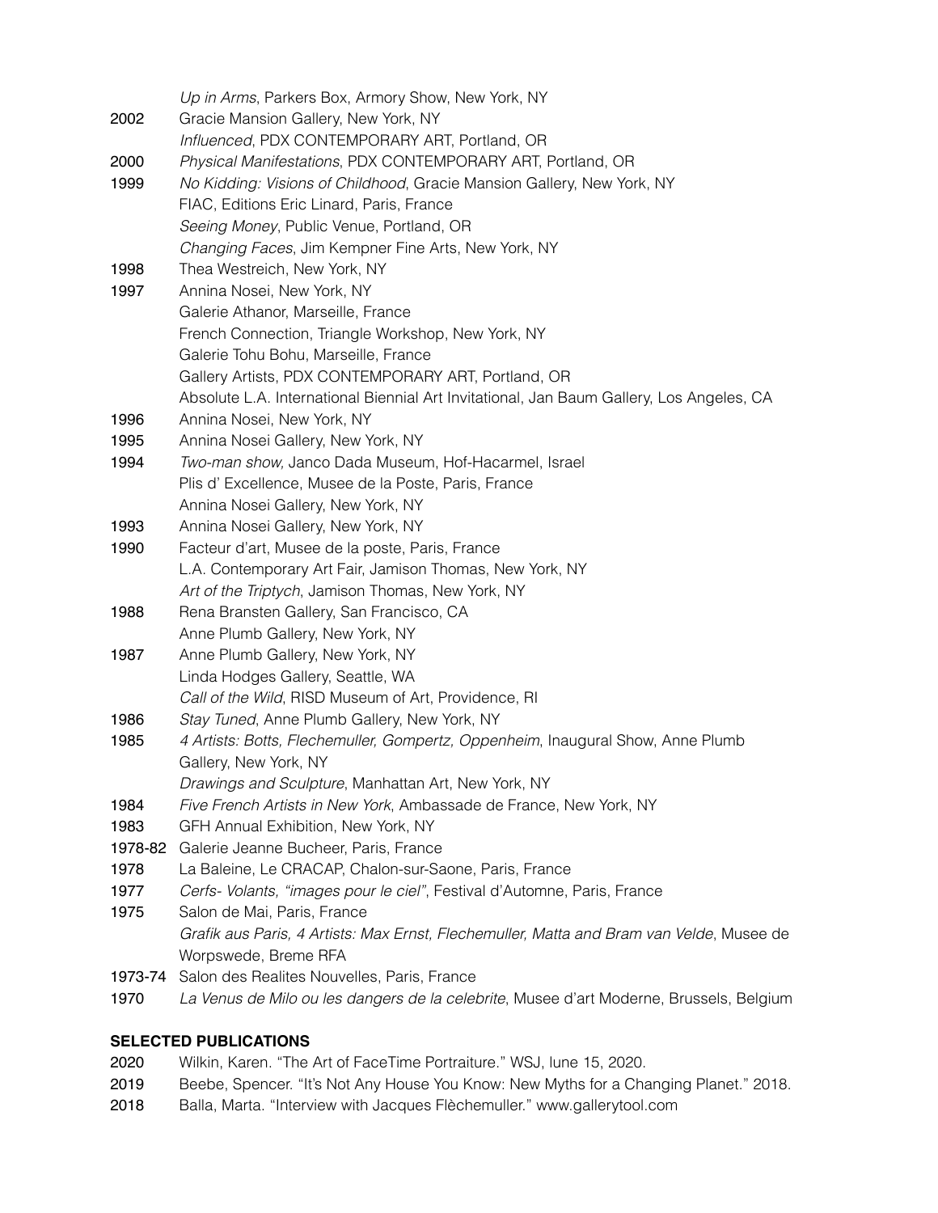*Up in Arms*, Parkers Box, Armory Show, New York, NY

2002 Gracie Mansion Gallery, New York, NY
*Influenced*, PDX CONTEMPORARY ART, Portland, OR

2000 *Physical Manifestations*, PDX CONTEMPORARY ART, Portland, OR

1999 *No Kidding: Visions of Childhood*, Gracie Mansion Gallery, New York, NY
FIAC, Editions Eric Linard, Paris, France
*Seeing Money*, Public Venue, Portland, OR
*Changing Faces*, Jim Kempner Fine Arts, New York, NY

1998 Thea Westreich, New York, NY

1997 Annina Nosei, New York, NY
Galerie Athanor, Marseille, France
French Connection, Triangle Workshop, New York, NY
Galerie Tohu Bohu, Marseille, France
Gallery Artists, PDX CONTEMPORARY ART, Portland, OR
Absolute L.A. International Biennial Art Invitational, Jan Baum Gallery, Los Angeles, CA

1996 Annina Nosei, New York, NY

1995 Annina Nosei Gallery, New York, NY

1994 *Two-man show,* Janco Dada Museum, Hof-Hacarmel, Israel
Plis d' Excellence, Musee de la Poste, Paris, France
Annina Nosei Gallery, New York, NY

1993 Annina Nosei Gallery, New York, NY

1990 Facteur d'art, Musee de la poste, Paris, France
L.A. Contemporary Art Fair, Jamison Thomas, New York, NY
*Art of the Triptych*, Jamison Thomas, New York, NY

1988 Rena Bransten Gallery, San Francisco, CA
Anne Plumb Gallery, New York, NY

1987 Anne Plumb Gallery, New York, NY
Linda Hodges Gallery, Seattle, WA
*Call of the Wild*, RISD Museum of Art, Providence, RI

1986 *Stay Tuned*, Anne Plumb Gallery, New York, NY

1985 *4 Artists: Botts, Flechemuller, Gompertz, Oppenheim*, Inaugural Show, Anne Plumb Gallery, New York, NY
*Drawings and Sculpture*, Manhattan Art, New York, NY

1984 *Five French Artists in New York*, Ambassade de France, New York, NY

1983 GFH Annual Exhibition, New York, NY

1978-82 Galerie Jeanne Bucheer, Paris, France

1978 La Baleine, Le CRACAP, Chalon-sur-Saone, Paris, France

1977 *Cerfs- Volants, "images pour le ciel"*, Festival d'Automne, Paris, France

1975 Salon de Mai, Paris, France
*Grafik aus Paris, 4 Artists: Max Ernst, Flechemuller, Matta and Bram van Velde*, Musee de Worpswede, Breme RFA

1973-74 Salon des Realites Nouvelles, Paris, France

1970 *La Venus de Milo ou les dangers de la celebrite*, Musee d'art Moderne, Brussels, Belgium

**SELECTED PUBLICATIONS**

2020 Wilkin, Karen. "The Art of FaceTime Portraiture." WSJ, lune 15, 2020.

2019 Beebe, Spencer. "It's Not Any House You Know: New Myths for a Changing Planet." 2018.

2018 Balla, Marta. "Interview with Jacques Flèchemuller." www.gallerytool.com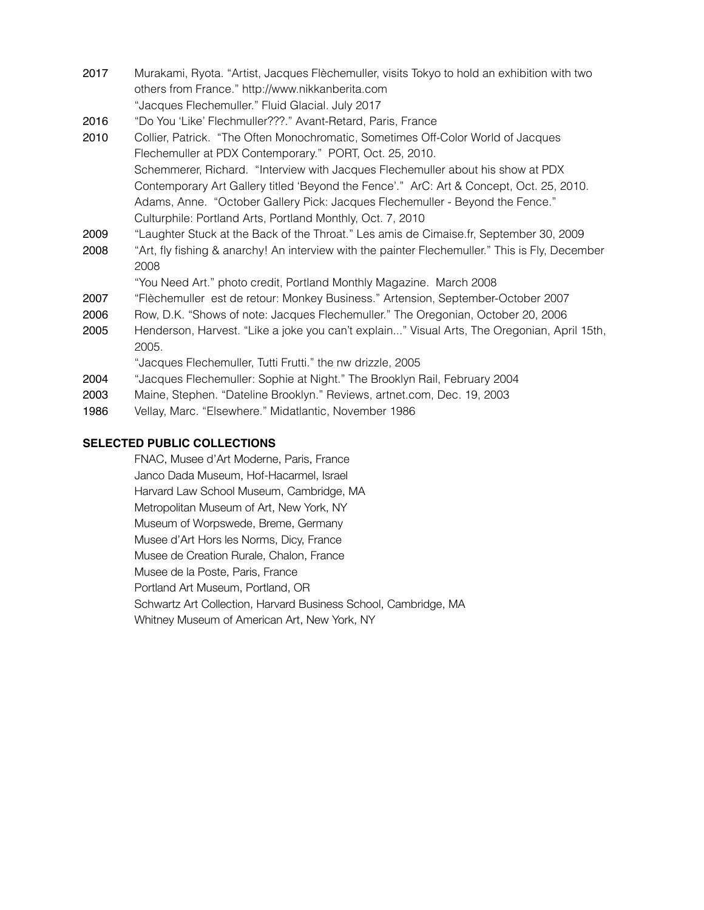2017 Murakami, Ryota. "Artist, Jacques Flèchemuller, visits Tokyo to hold an exhibition with two others from France." http://www.nikkanberita.com
"Jacques Flechemuller." Fluid Glacial. July 2017

2016 "Do You 'Like' Flechmuller???." Avant-Retard, Paris, France

2010 Collier, Patrick. "The Often Monochromatic, Sometimes Off-Color World of Jacques Flechemuller at PDX Contemporary." PORT, Oct. 25, 2010.
Schemmerer, Richard. "Interview with Jacques Flechemuller about his show at PDX Contemporary Art Gallery titled 'Beyond the Fence'." ArC: Art & Concept, Oct. 25, 2010.
Adams, Anne. "October Gallery Pick: Jacques Flechemuller - Beyond the Fence." Culturphile: Portland Arts, Portland Monthly, Oct. 7, 2010

2009 "Laughter Stuck at the Back of the Throat." Les amis de Cimaise.fr, September 30, 2009

2008 "Art, fly fishing & anarchy! An interview with the painter Flechemuller." This is Fly, December 2008
"You Need Art." photo credit, Portland Monthly Magazine. March 2008

2007 "Flèchemuller est de retour: Monkey Business." Artension, September-October 2007

2006 Row, D.K. "Shows of note: Jacques Flechemuller." The Oregonian, October 20, 2006

2005 Henderson, Harvest. "Like a joke you can't explain..." Visual Arts, The Oregonian, April 15th, 2005.
"Jacques Flechemuller, Tutti Frutti." the nw drizzle, 2005

2004 "Jacques Flechemuller: Sophie at Night." The Brooklyn Rail, February 2004

2003 Maine, Stephen. "Dateline Brooklyn." Reviews, artnet.com, Dec. 19, 2003

1986 Vellay, Marc. "Elsewhere." Midatlantic, November 1986

## SELECTED PUBLIC COLLECTIONS

FNAC, Musee d'Art Moderne, Paris, France
Janco Dada Museum, Hof-Hacarmel, Israel
Harvard Law School Museum, Cambridge, MA
Metropolitan Museum of Art, New York, NY
Museum of Worpswede, Breme, Germany
Musee d'Art Hors les Norms, Dicy, France
Musee de Creation Rurale, Chalon, France
Musee de la Poste, Paris, France
Portland Art Museum, Portland, OR
Schwartz Art Collection, Harvard Business School, Cambridge, MA
Whitney Museum of American Art, New York, NY